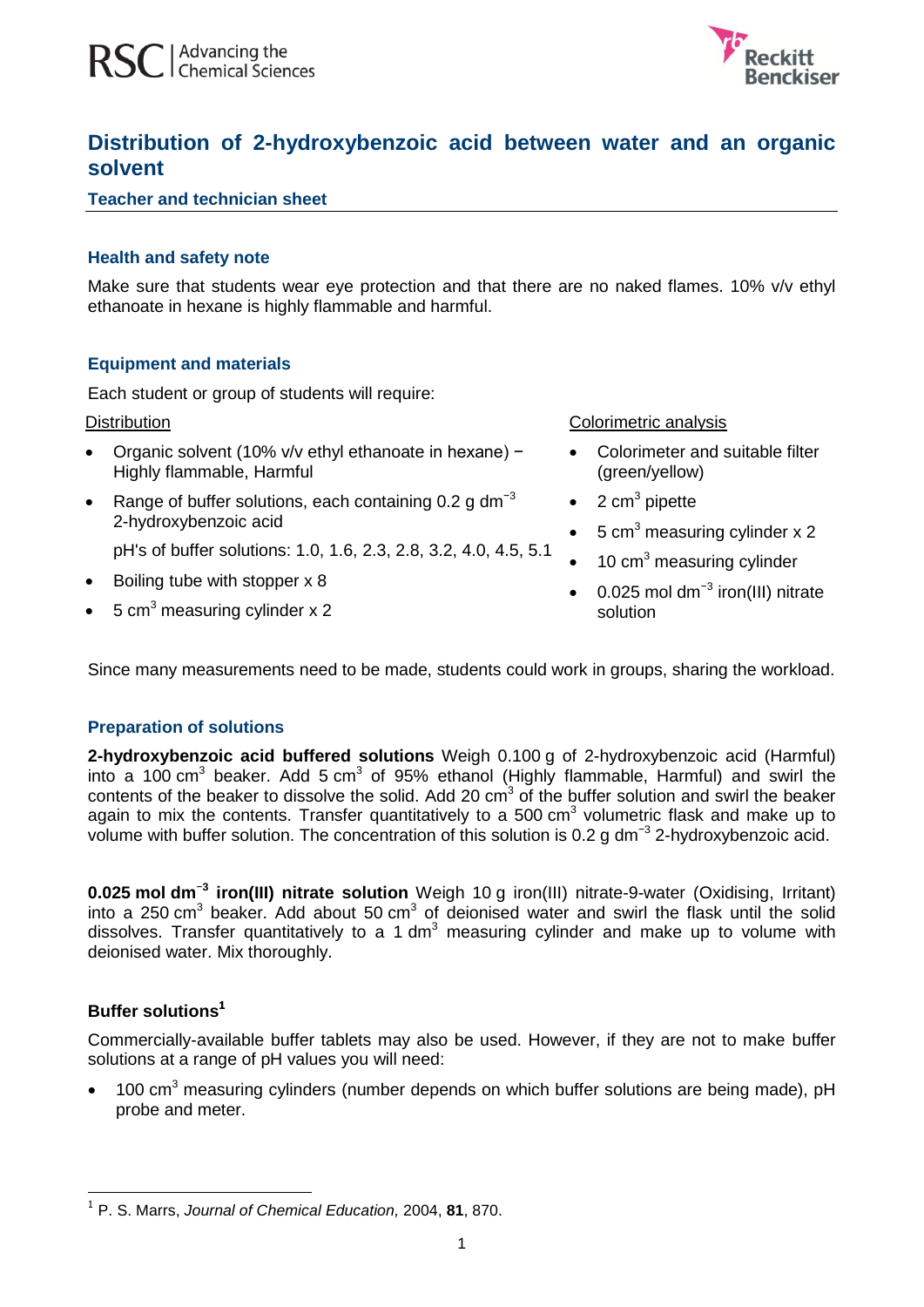# Distribution of 2-hydroxybenzoic acid between water and an organic solvent

**Teacher and technician sheet**

## Health and safety note

Make sure that students wear eye protection and that there are no naked flames. 10% v/v ethyl ethanoate in hexane is highly flammable and harmful.

## Equipment and materials

Each student or group of students will require:

Distribution

- Organic solvent (10% v/v ethyl ethanoate in hexane) − Highly flammable, Harmful
- Range of buffer solutions, each containing 0.2 g dm$^{-3}$ 2-hydroxybenzoic acid

  pH's of buffer solutions: 1.0, 1.6, 2.3, 2.8, 3.2, 4.0, 4.5, 5.1
- Boiling tube with stopper x 8
- 5 cm$^3$ measuring cylinder x 2

Colorimetric analysis

- Colorimeter and suitable filter (green/yellow)
- 2 cm$^3$ pipette
- 5 cm$^3$ measuring cylinder x 2
- 10 cm$^3$ measuring cylinder
- 0.025 mol dm$^{-3}$ iron(III) nitrate solution

Since many measurements need to be made, students could work in groups, sharing the workload.

## Preparation of solutions

**2-hydroxybenzoic acid buffered solutions** Weigh 0.100 g of 2-hydroxybenzoic acid (Harmful) into a 100 cm$^3$ beaker. Add 5 cm$^3$ of 95% ethanol (Highly flammable, Harmful) and swirl the contents of the beaker to dissolve the solid. Add 20 cm$^3$ of the buffer solution and swirl the beaker again to mix the contents. Transfer quantitatively to a 500 cm$^3$ volumetric flask and make up to volume with buffer solution. The concentration of this solution is 0.2 g dm$^{-3}$ 2-hydroxybenzoic acid.

**0.025 mol dm$^{-3}$ iron(III) nitrate solution** Weigh 10 g iron(III) nitrate-9-water (Oxidising, Irritant) into a 250 cm$^3$ beaker. Add about 50 cm$^3$ of deionised water and swirl the flask until the solid dissolves. Transfer quantitatively to a 1 dm$^3$ measuring cylinder and make up to volume with deionised water. Mix thoroughly.

### Buffer solutions[1]

Commercially-available buffer tablets may also be used. However, if they are not to make buffer solutions at a range of pH values you will need:

- 100 cm$^3$ measuring cylinders (number depends on which buffer solutions are being made), pH probe and meter.

[1] P. S. Marrs, *Journal of Chemical Education,* 2004, **81**, 870.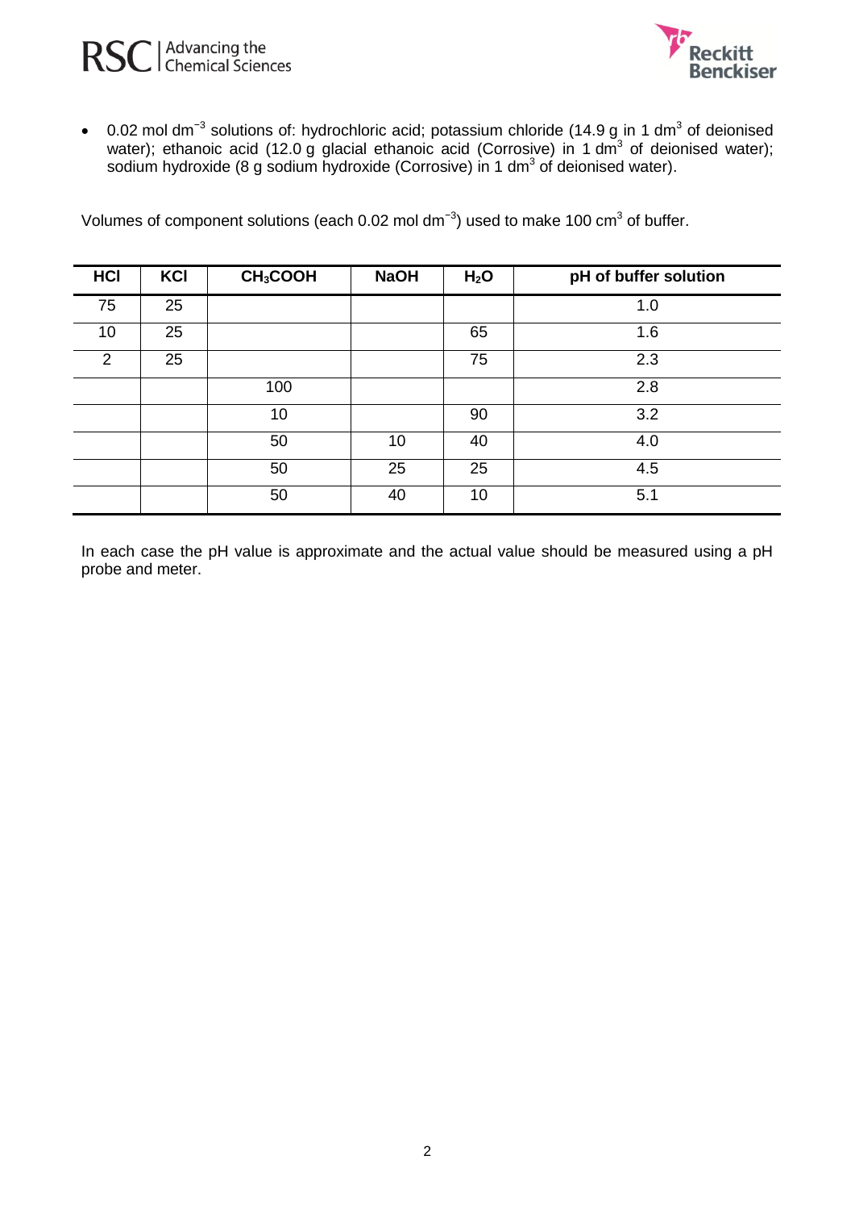- 0.02 mol $dm^{-3}$ solutions of: hydrochloric acid; potassium chloride (14.9 g in 1 $dm^3$ of deionised water); ethanoic acid (12.0 g glacial ethanoic acid (Corrosive) in 1 $dm^3$ of deionised water); sodium hydroxide (8 g sodium hydroxide (Corrosive) in 1 $dm^3$ of deionised water).

Volumes of component solutions (each 0.02 mol $dm^{-3}$) used to make 100 $cm^3$ of buffer.

| HCl | KCl | $CH_3COOH$ | NaOH | $H_2O$ | pH of buffer solution |
|---|---|---|---|---|---|
| 75 | 25 | | | | 1.0 |
| 10 | 25 | | | 65 | 1.6 |
| 2 | 25 | | | 75 | 2.3 |
| | | 100 | | | 2.8 |
| | | 10 | | 90 | 3.2 |
| | | 50 | 10 | 40 | 4.0 |
| | | 50 | 25 | 25 | 4.5 |
| | | 50 | 40 | 10 | 5.1 |

In each case the pH value is approximate and the actual value should be measured using a pH probe and meter.